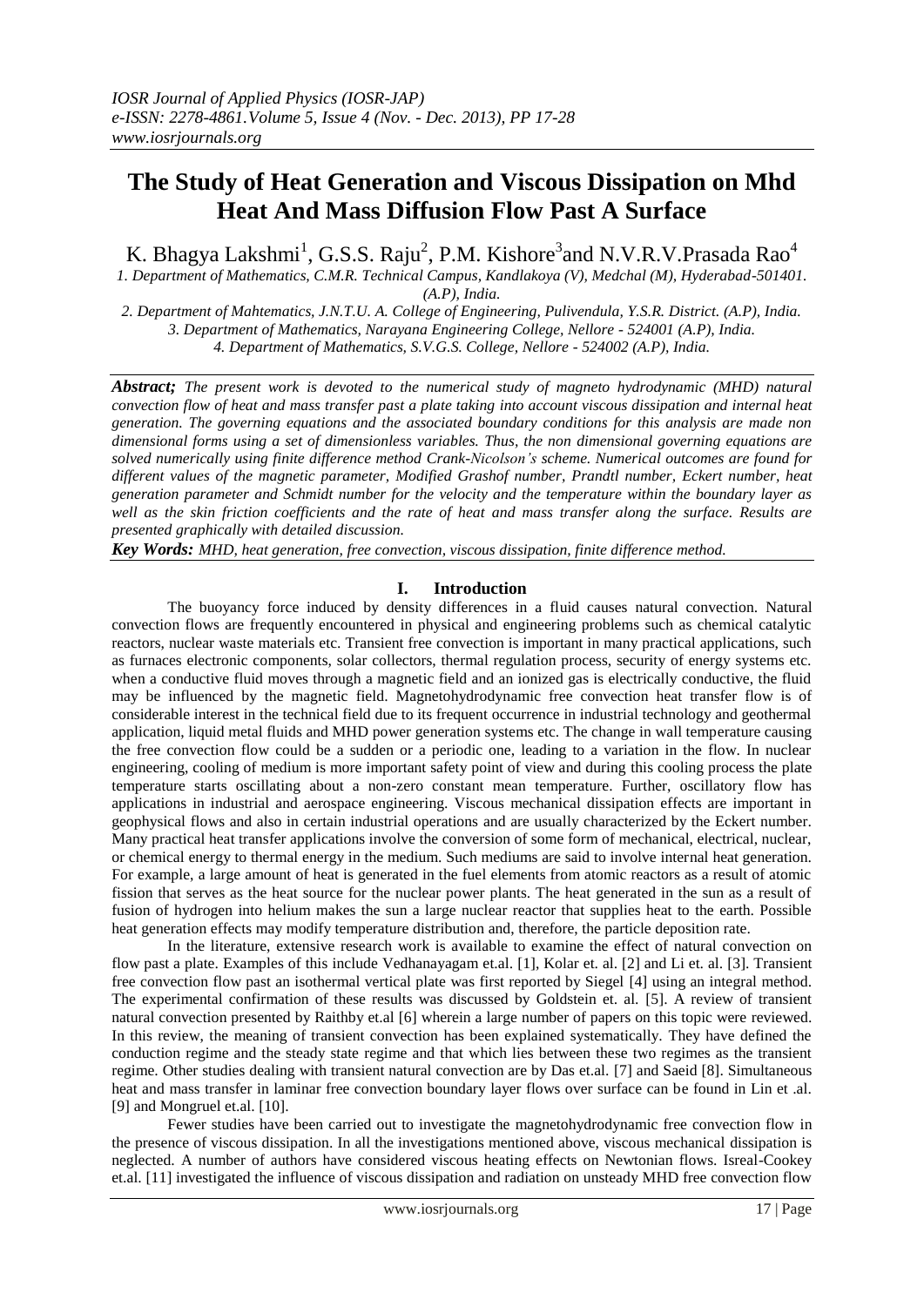# The Study of Heat Generation and Viscous Dissipation on Mhd Heat And Mass Diffusion Flow Past A Surface

K. Bhagya Lakshmi[1], G.S.S. Raju[2], P.M. Kishore[3] and N.V.R.V.Prasada Rao[4]

*1. Department of Mathematics, C.M.R. Technical Campus, Kandlakoya (V), Medchal (M), Hyderabad-501401. (A.P), India.*
*2. Department of Mahtematics, J.N.T.U. A. College of Engineering, Pulivendula, Y.S.R. District. (A.P), India.*
*3. Department of Mathematics, Narayana Engineering College, Nellore - 524001 (A.P), India.*
*4. Department of Mathematics, S.V.G.S. College, Nellore - 524002 (A.P), India.*

***Abstract;*** *The present work is devoted to the numerical study of magneto hydrodynamic (MHD) natural convection flow of heat and mass transfer past a plate taking into account viscous dissipation and internal heat generation. The governing equations and the associated boundary conditions for this analysis are made non dimensional forms using a set of dimensionless variables. Thus, the non dimensional governing equations are solved numerically using finite difference method Crank-Nicolson's scheme. Numerical outcomes are found for different values of the magnetic parameter, Modified Grashof number, Prandtl number, Eckert number, heat generation parameter and Schmidt number for the velocity and the temperature within the boundary layer as well as the skin friction coefficients and the rate of heat and mass transfer along the surface. Results are presented graphically with detailed discussion.*

***Key Words:*** *MHD, heat generation, free convection, viscous dissipation, finite difference method.*

## I. Introduction

The buoyancy force induced by density differences in a fluid causes natural convection. Natural convection flows are frequently encountered in physical and engineering problems such as chemical catalytic reactors, nuclear waste materials etc. Transient free convection is important in many practical applications, such as furnaces electronic components, solar collectors, thermal regulation process, security of energy systems etc. when a conductive fluid moves through a magnetic field and an ionized gas is electrically conductive, the fluid may be influenced by the magnetic field. Magnetohydrodynamic free convection heat transfer flow is of considerable interest in the technical field due to its frequent occurrence in industrial technology and geothermal application, liquid metal fluids and MHD power generation systems etc. The change in wall temperature causing the free convection flow could be a sudden or a periodic one, leading to a variation in the flow. In nuclear engineering, cooling of medium is more important safety point of view and during this cooling process the plate temperature starts oscillating about a non-zero constant mean temperature. Further, oscillatory flow has applications in industrial and aerospace engineering. Viscous mechanical dissipation effects are important in geophysical flows and also in certain industrial operations and are usually characterized by the Eckert number. Many practical heat transfer applications involve the conversion of some form of mechanical, electrical, nuclear, or chemical energy to thermal energy in the medium. Such mediums are said to involve internal heat generation. For example, a large amount of heat is generated in the fuel elements from atomic reactors as a result of atomic fission that serves as the heat source for the nuclear power plants. The heat generated in the sun as a result of fusion of hydrogen into helium makes the sun a large nuclear reactor that supplies heat to the earth. Possible heat generation effects may modify temperature distribution and, therefore, the particle deposition rate.

In the literature, extensive research work is available to examine the effect of natural convection on flow past a plate. Examples of this include Vedhanayagam et.al. [1], Kolar et. al. [2] and Li et. al. [3]. Transient free convection flow past an isothermal vertical plate was first reported by Siegel [4] using an integral method. The experimental confirmation of these results was discussed by Goldstein et. al. [5]. A review of transient natural convection presented by Raithby et.al [6] wherein a large number of papers on this topic were reviewed. In this review, the meaning of transient convection has been explained systematically. They have defined the conduction regime and the steady state regime and that which lies between these two regimes as the transient regime. Other studies dealing with transient natural convection are by Das et.al. [7] and Saeid [8]. Simultaneous heat and mass transfer in laminar free convection boundary layer flows over surface can be found in Lin et .al. [9] and Mongruel et.al. [10].

Fewer studies have been carried out to investigate the magnetohydrodynamic free convection flow in the presence of viscous dissipation. In all the investigations mentioned above, viscous mechanical dissipation is neglected. A number of authors have considered viscous heating effects on Newtonian flows. Isreal-Cookey et.al. [11] investigated the influence of viscous dissipation and radiation on unsteady MHD free convection flow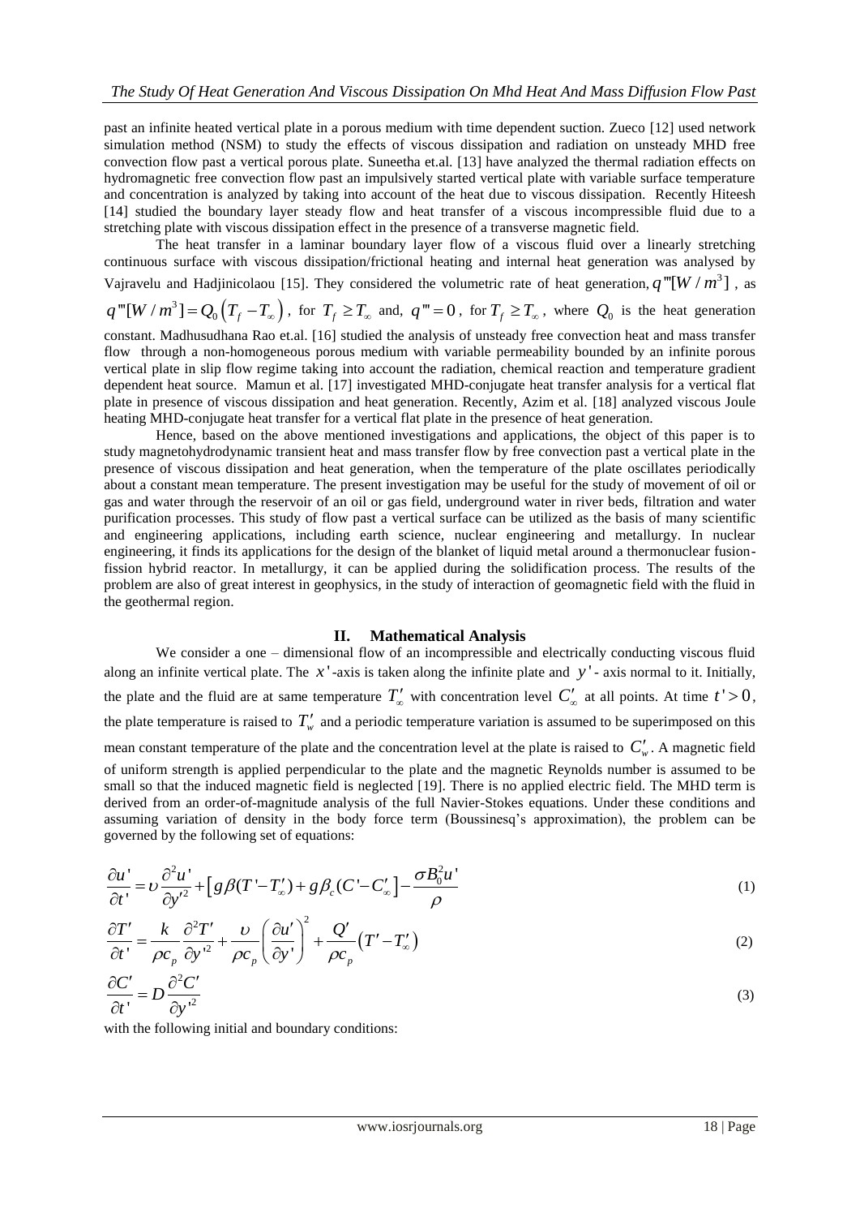past an infinite heated vertical plate in a porous medium with time dependent suction. Zueco [12] used network simulation method (NSM) to study the effects of viscous dissipation and radiation on unsteady MHD free convection flow past a vertical porous plate. Suneetha et.al. [13] have analyzed the thermal radiation effects on hydromagnetic free convection flow past an impulsively started vertical plate with variable surface temperature and concentration is analyzed by taking into account of the heat due to viscous dissipation. Recently Hiteesh [14] studied the boundary layer steady flow and heat transfer of a viscous incompressible fluid due to a stretching plate with viscous dissipation effect in the presence of a transverse magnetic field.

The heat transfer in a laminar boundary layer flow of a viscous fluid over a linearly stretching continuous surface with viscous dissipation/frictional heating and internal heat generation was analysed by Vajravelu and Hadjinicolaou [15]. They considered the volumetric rate of heat generation, $q'''[W/m^3]$, as $q'''[W/m^3] = Q_0\left(T_f - T_\infty\right)$, for $T_f \geq T_\infty$ and, $q''' = 0$, for $T_f \geq T_\infty$, where $Q_0$ is the heat generation constant. Madhusudhana Rao et.al. [16] studied the analysis of unsteady free convection heat and mass transfer flow through a non-homogeneous porous medium with variable permeability bounded by an infinite porous vertical plate in slip flow regime taking into account the radiation, chemical reaction and temperature gradient dependent heat source. Mamun et al. [17] investigated MHD-conjugate heat transfer analysis for a vertical flat plate in presence of viscous dissipation and heat generation. Recently, Azim et al. [18] analyzed viscous Joule heating MHD-conjugate heat transfer for a vertical flat plate in the presence of heat generation.

Hence, based on the above mentioned investigations and applications, the object of this paper is to study magnetohydrodynamic transient heat and mass transfer flow by free convection past a vertical plate in the presence of viscous dissipation and heat generation, when the temperature of the plate oscillates periodically about a constant mean temperature. The present investigation may be useful for the study of movement of oil or gas and water through the reservoir of an oil or gas field, underground water in river beds, filtration and water purification processes. This study of flow past a vertical surface can be utilized as the basis of many scientific and engineering applications, including earth science, nuclear engineering and metallurgy. In nuclear engineering, it finds its applications for the design of the blanket of liquid metal around a thermonuclear fusion-fission hybrid reactor. In metallurgy, it can be applied during the solidification process. The results of the problem are also of great interest in geophysics, in the study of interaction of geomagnetic field with the fluid in the geothermal region.

## II. Mathematical Analysis

We consider a one – dimensional flow of an incompressible and electrically conducting viscous fluid along an infinite vertical plate. The $x'$-axis is taken along the infinite plate and $y'$- axis normal to it. Initially, the plate and the fluid are at same temperature $T'_\infty$ with concentration level $C'_\infty$ at all points. At time $t' > 0$, the plate temperature is raised to $T'_w$ and a periodic temperature variation is assumed to be superimposed on this mean constant temperature of the plate and the concentration level at the plate is raised to $C'_w$. A magnetic field of uniform strength is applied perpendicular to the plate and the magnetic Reynolds number is assumed to be small so that the induced magnetic field is neglected [19]. There is no applied electric field. The MHD term is derived from an order-of-magnitude analysis of the full Navier-Stokes equations. Under these conditions and assuming variation of density in the body force term (Boussinesq's approximation), the problem can be governed by the following set of equations:

$$\frac{\partial u'}{\partial t'} = \upsilon \frac{\partial^2 u'}{\partial y'^2} + \left[ g\beta(T' - T'_\infty) + g\beta_c(C' - C'_\infty \right] - \frac{\sigma B_0^2 u'}{\rho} \tag{1}$$

$$\frac{\partial T'}{\partial t'} = \frac{k}{\rho c_p} \frac{\partial^2 T'}{\partial y'^2} + \frac{\upsilon}{\rho c_p} \left( \frac{\partial u'}{\partial y'} \right)^2 + \frac{Q'}{\rho c_p} \left( T' - T'_\infty \right) \tag{2}$$

$$\frac{\partial C'}{\partial t'} = D \frac{\partial^2 C'}{\partial y'^2} \tag{3}$$

with the following initial and boundary conditions: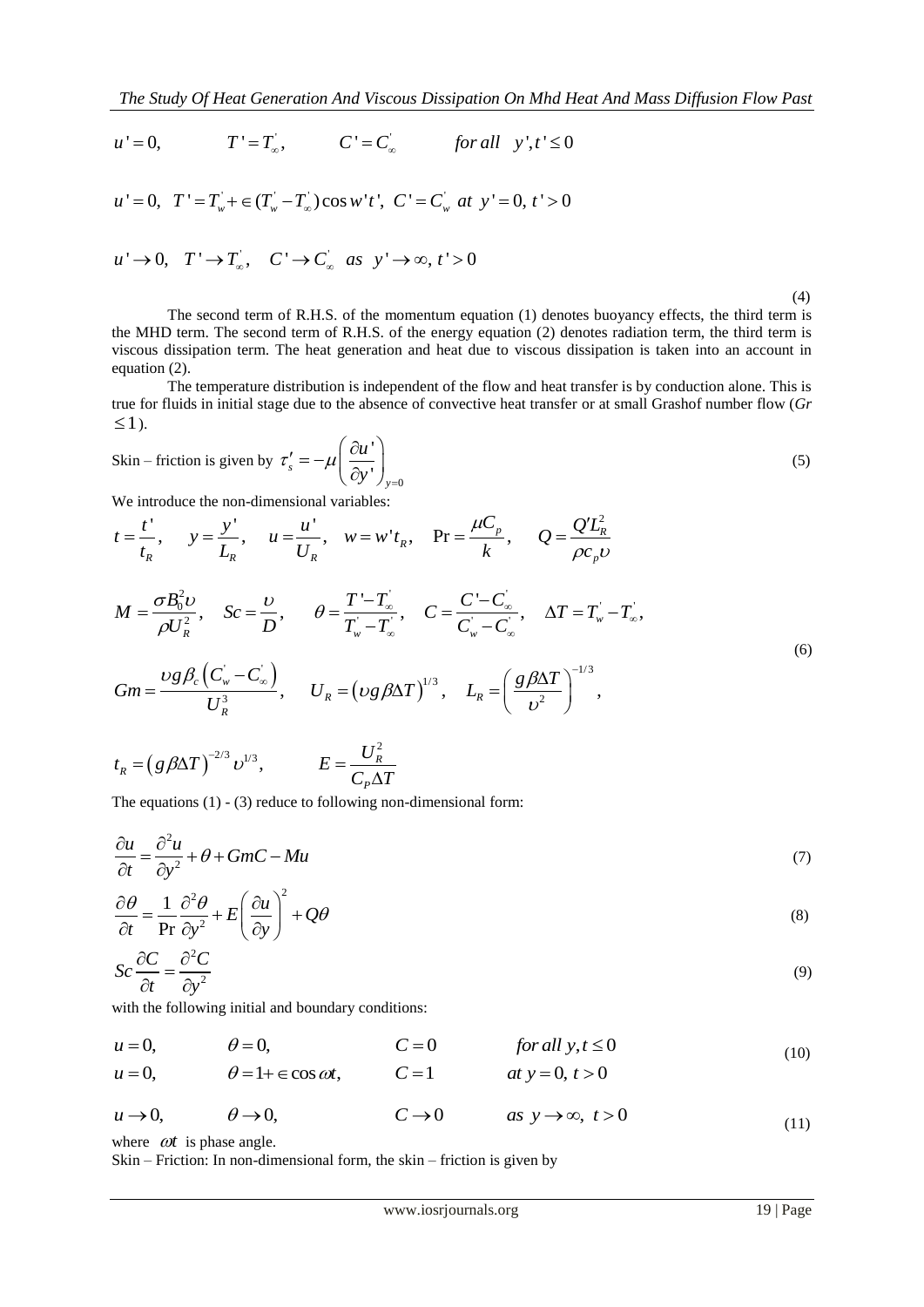$$u' = 0, \qquad T' = T'_\infty, \qquad C' = C'_\infty \qquad for\ all\ \ y', t' \le 0$$

$$u' = 0, \ \ T' = T'_w + \in (T'_w - T'_\infty)\cos w't', \ C' = C'_w \ \ at\ y' = 0,\ t' > 0$$

$$u' \to 0, \ \ T' \to T'_\infty, \ \ C' \to C'_\infty \ \ as\ \ y' \to \infty,\ t' > 0$$

(4)

The second term of R.H.S. of the momentum equation (1) denotes buoyancy effects, the third term is the MHD term. The second term of R.H.S. of the energy equation (2) denotes radiation term, the third term is viscous dissipation term. The heat generation and heat due to viscous dissipation is taken into an account in equation (2).

The temperature distribution is independent of the flow and heat transfer is by conduction alone. This is true for fluids in initial stage due to the absence of convective heat transfer or at small Grashof number flow ($Gr \le 1$).

Skin – friction is given by $\tau'_s = -\mu \left(\dfrac{\partial u'}{\partial y'}\right)_{y=0}$ (5)

We introduce the non-dimensional variables:

$$t = \frac{t'}{t_R}, \quad y = \frac{y'}{L_R}, \quad u = \frac{u'}{U_R}, \quad w = w't_R, \quad \Pr = \frac{\mu C_p}{k}, \quad Q = \frac{Q' L_R^2}{\rho c_p \upsilon}$$

$$M = \frac{\sigma B_0^2 \upsilon}{\rho U_R^2}, \quad Sc = \frac{\upsilon}{D}, \quad \theta = \frac{T' - T'_\infty}{T'_w - T'_\infty}, \quad C = \frac{C' - C'_\infty}{C'_w - C'_\infty}, \quad \Delta T = T'_w - T'_\infty,$$

$$Gm = \frac{\upsilon g \beta_c \left(C'_w - C'_\infty\right)}{U_R^3}, \quad U_R = \left(\upsilon g \beta \Delta T\right)^{1/3}, \quad L_R = \left(\frac{g \beta \Delta T}{\upsilon^2}\right)^{-1/3}, \tag{6}$$

$$t_R = \left(g \beta \Delta T\right)^{-2/3} \upsilon^{1/3}, \qquad E = \frac{U_R^2}{C_P \Delta T}$$

The equations (1) - (3) reduce to following non-dimensional form:

$$\frac{\partial u}{\partial t} = \frac{\partial^2 u}{\partial y^2} + \theta + GmC - Mu \tag{7}$$

$$\frac{\partial \theta}{\partial t} = \frac{1}{\Pr} \frac{\partial^2 \theta}{\partial y^2} + E\left(\frac{\partial u}{\partial y}\right)^2 + Q\theta \tag{8}$$

$$Sc \frac{\partial C}{\partial t} = \frac{\partial^2 C}{\partial y^2} \tag{9}$$

with the following initial and boundary conditions:

$$\begin{array}{llll} u = 0, & \theta = 0, & C = 0 & for\ all\ y, t \le 0 \\ u = 0, & \theta = 1 + \in \cos \omega t, & C = 1 & at\ y = 0,\ t > 0 \end{array} \tag{10}$$

$$u \to 0, \qquad \theta \to 0, \qquad C \to 0 \qquad as\ y \to \infty,\ t > 0 \tag{11}$$

where $\omega t$ is phase angle.

Skin – Friction: In non-dimensional form, the skin – friction is given by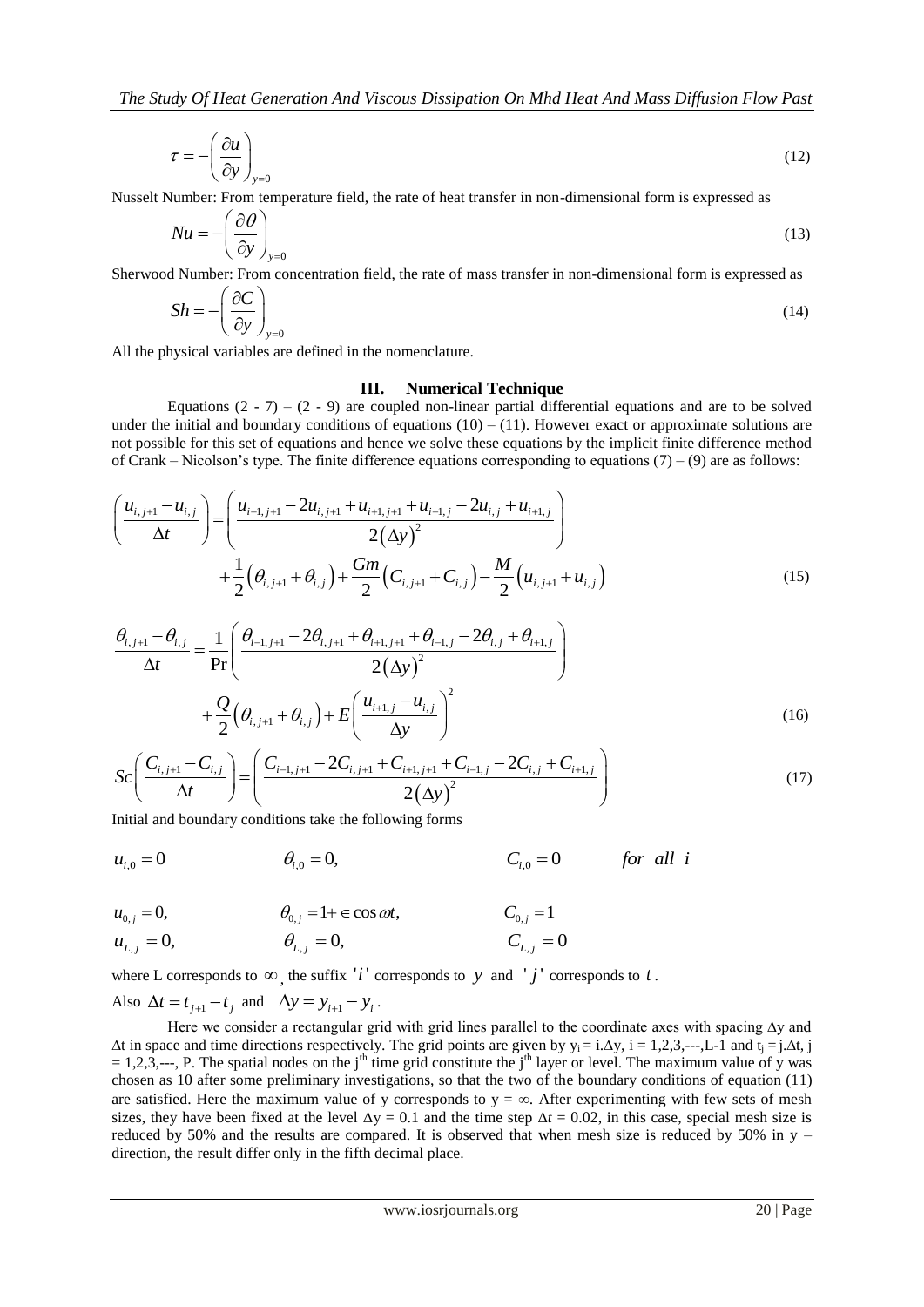$$\tau = -\left(\frac{\partial u}{\partial y}\right)_{y=0} \tag{12}$$

Nusselt Number: From temperature field, the rate of heat transfer in non-dimensional form is expressed as

$$Nu = -\left(\frac{\partial \theta}{\partial y}\right)_{y=0} \tag{13}$$

Sherwood Number: From concentration field, the rate of mass transfer in non-dimensional form is expressed as

$$Sh = -\left(\frac{\partial C}{\partial y}\right)_{y=0} \tag{14}$$

All the physical variables are defined in the nomenclature.

## III. Numerical Technique

Equations (2 - 7) – (2 - 9) are coupled non-linear partial differential equations and are to be solved under the initial and boundary conditions of equations (10) – (11). However exact or approximate solutions are not possible for this set of equations and hence we solve these equations by the implicit finite difference method of Crank – Nicolson's type. The finite difference equations corresponding to equations (7) – (9) are as follows:

$$\left(\frac{u_{i,j+1}-u_{i,j}}{\Delta t}\right) = \left(\frac{u_{i-1,j+1}-2u_{i,j+1}+u_{i+1,j+1}+u_{i-1,j}-2u_{i,j}+u_{i+1,j}}{2(\Delta y)^2}\right) + \frac{1}{2}\left(\theta_{i,j+1}+\theta_{i,j}\right) + \frac{Gm}{2}\left(C_{i,j+1}+C_{i,j}\right) - \frac{M}{2}\left(u_{i,j+1}+u_{i,j}\right) \tag{15}$$

$$\frac{\theta_{i,j+1}-\theta_{i,j}}{\Delta t} = \frac{1}{\Pr}\left(\frac{\theta_{i-1,j+1}-2\theta_{i,j+1}+\theta_{i+1,j+1}+\theta_{i-1,j}-2\theta_{i,j}+\theta_{i+1,j}}{2(\Delta y)^2}\right) + \frac{Q}{2}\left(\theta_{i,j+1}+\theta_{i,j}\right) + E\left(\frac{u_{i+1,j}-u_{i,j}}{\Delta y}\right)^2 \tag{16}$$

$$Sc\left(\frac{C_{i,j+1}-C_{i,j}}{\Delta t}\right) = \left(\frac{C_{i-1,j+1}-2C_{i,j+1}+C_{i+1,j+1}+C_{i-1,j}-2C_{i,j}+C_{i+1,j}}{2(\Delta y)^2}\right) \tag{17}$$

Initial and boundary conditions take the following forms

$$u_{i,0} = 0 \qquad \theta_{i,0} = 0, \qquad C_{i,0} = 0 \qquad for\ all\ i$$

$$u_{0,j} = 0, \qquad \theta_{0,j} = 1 + \in \cos \omega t, \qquad C_{0,j} = 1$$

$$u_{L,j} = 0, \qquad \theta_{L,j} = 0, \qquad C_{L,j} = 0$$

where L corresponds to $\infty$, the suffix '$i$' corresponds to $y$ and '$j$' corresponds to $t$.

Also $\Delta t = t_{j+1} - t_j$ and $\Delta y = y_{i+1} - y_i$.

Here we consider a rectangular grid with grid lines parallel to the coordinate axes with spacing $\Delta$y and $\Delta$t in space and time directions respectively. The grid points are given by $y_i = i.\Delta y$, i = 1,2,3,---,L-1 and $t_j = j.\Delta t$, j = 1,2,3,---, P. The spatial nodes on the j[th] time grid constitute the j[th] layer or level. The maximum value of y was chosen as 10 after some preliminary investigations, so that the two of the boundary conditions of equation (11) are satisfied. Here the maximum value of y corresponds to y = $\infty$. After experimenting with few sets of mesh sizes, they have been fixed at the level $\Delta$y = 0.1 and the time step $\Delta t$ = 0.02, in this case, special mesh size is reduced by 50% and the results are compared. It is observed that when mesh size is reduced by 50% in y – direction, the result differ only in the fifth decimal place.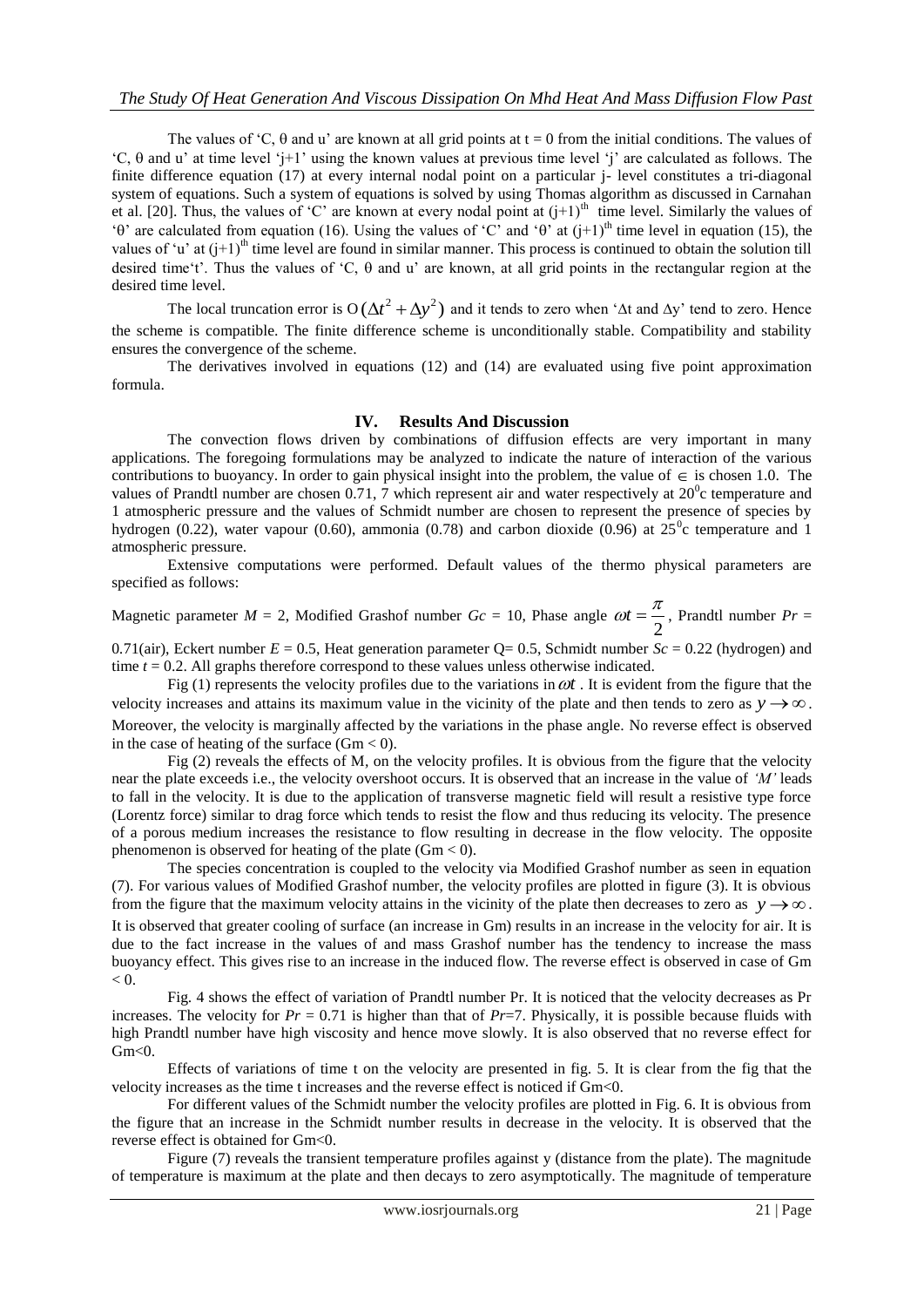The values of 'C, θ and u' are known at all grid points at $t = 0$ from the initial conditions. The values of 'C, θ and u' at time level 'j+1' using the known values at previous time level 'j' are calculated as follows. The finite difference equation (17) at every internal nodal point on a particular j- level constitutes a tri-diagonal system of equations. Such a system of equations is solved by using Thomas algorithm as discussed in Carnahan et al. [20]. Thus, the values of 'C' are known at every nodal point at $(j+1)^{th}$ time level. Similarly the values of 'θ' are calculated from equation (16). Using the values of 'C' and 'θ' at $(j+1)^{th}$ time level in equation (15), the values of 'u' at $(j+1)^{th}$ time level are found in similar manner. This process is continued to obtain the solution till desired time't'. Thus the values of 'C, θ and u' are known, at all grid points in the rectangular region at the desired time level.

The local truncation error is $O(\Delta t^2 + \Delta y^2)$ and it tends to zero when '$\Delta t$ and $\Delta y$' tend to zero. Hence the scheme is compatible. The finite difference scheme is unconditionally stable. Compatibility and stability ensures the convergence of the scheme.

The derivatives involved in equations (12) and (14) are evaluated using five point approximation formula.

## IV. Results And Discussion

The convection flows driven by combinations of diffusion effects are very important in many applications. The foregoing formulations may be analyzed to indicate the nature of interaction of the various contributions to buoyancy. In order to gain physical insight into the problem, the value of $\in$ is chosen 1.0. The values of Prandtl number are chosen 0.71, 7 which represent air and water respectively at $20^0$c temperature and 1 atmospheric pressure and the values of Schmidt number are chosen to represent the presence of species by hydrogen (0.22), water vapour (0.60), ammonia (0.78) and carbon dioxide (0.96) at $25^0$c temperature and 1 atmospheric pressure.

Extensive computations were performed. Default values of the thermo physical parameters are specified as follows:

Magnetic parameter $M = 2$, Modified Grashof number $Gc = 10$, Phase angle $\omega t = \frac{\pi}{2}$, Prandtl number $Pr = 0.71$(air), Eckert number $E = 0.5$, Heat generation parameter Q= 0.5, Schmidt number $Sc = 0.22$ (hydrogen) and time $t = 0.2$. All graphs therefore correspond to these values unless otherwise indicated.

Fig (1) represents the velocity profiles due to the variations in $\omega t$. It is evident from the figure that the velocity increases and attains its maximum value in the vicinity of the plate and then tends to zero as $y \to \infty$. Moreover, the velocity is marginally affected by the variations in the phase angle. No reverse effect is observed in the case of heating of the surface ($Gm < 0$).

Fig (2) reveals the effects of M, on the velocity profiles. It is obvious from the figure that the velocity near the plate exceeds i.e., the velocity overshoot occurs. It is observed that an increase in the value of *'M'* leads to fall in the velocity. It is due to the application of transverse magnetic field will result a resistive type force (Lorentz force) similar to drag force which tends to resist the flow and thus reducing its velocity. The presence of a porous medium increases the resistance to flow resulting in decrease in the flow velocity. The opposite phenomenon is observed for heating of the plate ($Gm < 0$).

The species concentration is coupled to the velocity via Modified Grashof number as seen in equation (7). For various values of Modified Grashof number, the velocity profiles are plotted in figure (3). It is obvious from the figure that the maximum velocity attains in the vicinity of the plate then decreases to zero as $y \to \infty$. It is observed that greater cooling of surface (an increase in Gm) results in an increase in the velocity for air. It is due to the fact increase in the values of and mass Grashof number has the tendency to increase the mass buoyancy effect. This gives rise to an increase in the induced flow. The reverse effect is observed in case of $Gm < 0$.

Fig. 4 shows the effect of variation of Prandtl number Pr. It is noticed that the velocity decreases as Pr increases. The velocity for $Pr = 0.71$ is higher than that of $Pr=7$. Physically, it is possible because fluids with high Prandtl number have high viscosity and hence move slowly. It is also observed that no reverse effect for $Gm<0$.

Effects of variations of time t on the velocity are presented in fig. 5. It is clear from the fig that the velocity increases as the time t increases and the reverse effect is noticed if $Gm<0$.

For different values of the Schmidt number the velocity profiles are plotted in Fig. 6. It is obvious from the figure that an increase in the Schmidt number results in decrease in the velocity. It is observed that the reverse effect is obtained for $Gm<0$.

Figure (7) reveals the transient temperature profiles against y (distance from the plate). The magnitude of temperature is maximum at the plate and then decays to zero asymptotically. The magnitude of temperature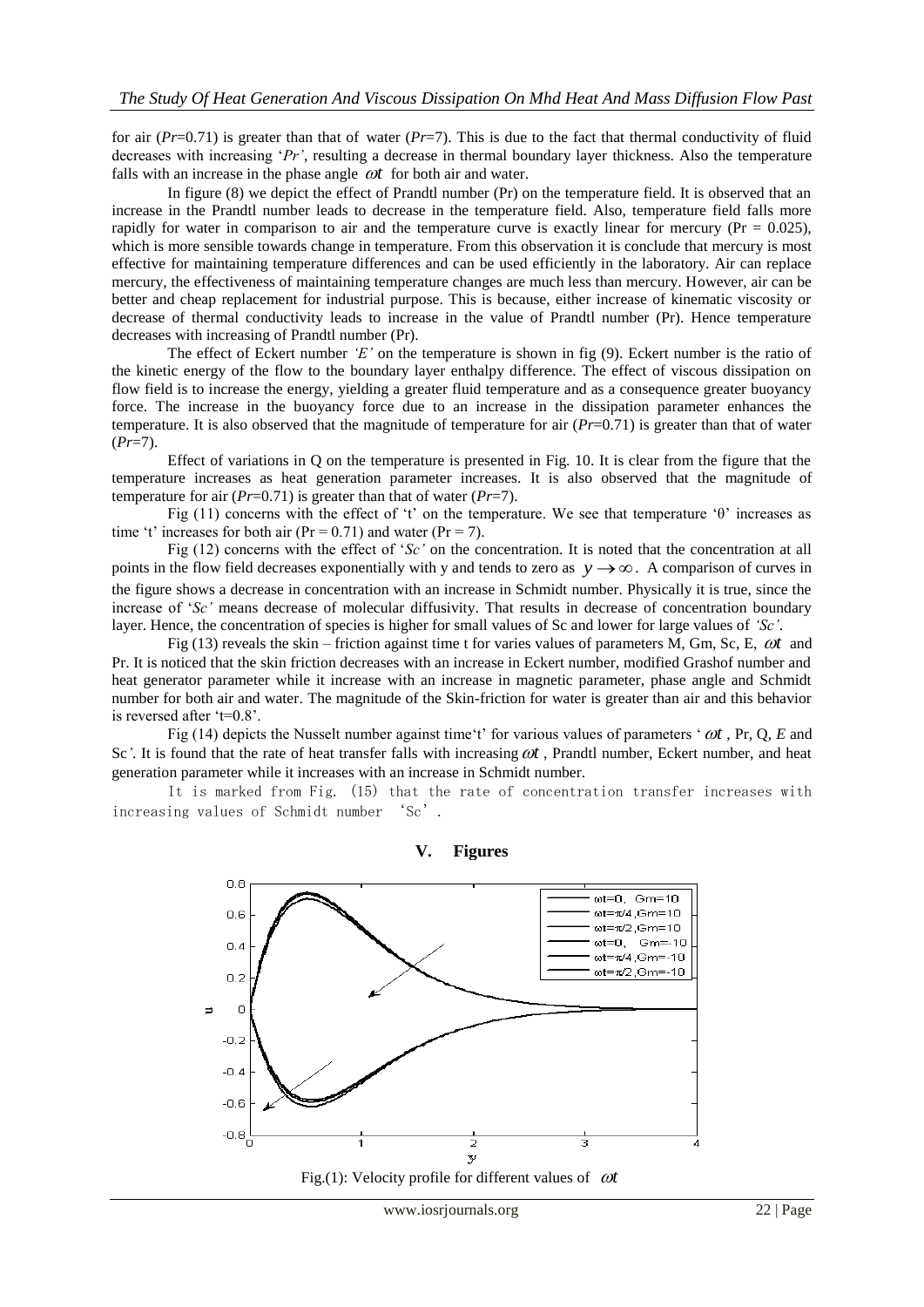for air ($Pr$=0.71) is greater than that of water ($Pr$=7). This is due to the fact that thermal conductivity of fluid decreases with increasing '$Pr$', resulting a decrease in thermal boundary layer thickness. Also the temperature falls with an increase in the phase angle $\omega t$ for both air and water.

In figure (8) we depict the effect of Prandtl number (Pr) on the temperature field. It is observed that an increase in the Prandtl number leads to decrease in the temperature field. Also, temperature field falls more rapidly for water in comparison to air and the temperature curve is exactly linear for mercury (Pr = 0.025), which is more sensible towards change in temperature. From this observation it is conclude that mercury is most effective for maintaining temperature differences and can be used efficiently in the laboratory. Air can replace mercury, the effectiveness of maintaining temperature changes are much less than mercury. However, air can be better and cheap replacement for industrial purpose. This is because, either increase of kinematic viscosity or decrease of thermal conductivity leads to increase in the value of Prandtl number (Pr). Hence temperature decreases with increasing of Prandtl number (Pr).

The effect of Eckert number '$E$' on the temperature is shown in fig (9). Eckert number is the ratio of the kinetic energy of the flow to the boundary layer enthalpy difference. The effect of viscous dissipation on flow field is to increase the energy, yielding a greater fluid temperature and as a consequence greater buoyancy force. The increase in the buoyancy force due to an increase in the dissipation parameter enhances the temperature. It is also observed that the magnitude of temperature for air ($Pr$=0.71) is greater than that of water ($Pr$=7).

Effect of variations in Q on the temperature is presented in Fig. 10. It is clear from the figure that the temperature increases as heat generation parameter increases. It is also observed that the magnitude of temperature for air ($Pr$=0.71) is greater than that of water ($Pr$=7).

Fig (11) concerns with the effect of 't' on the temperature. We see that temperature 'θ' increases as time 't' increases for both air (Pr = 0.71) and water (Pr = 7).

Fig (12) concerns with the effect of '$Sc$' on the concentration. It is noted that the concentration at all points in the flow field decreases exponentially with y and tends to zero as $y \to \infty$. A comparison of curves in the figure shows a decrease in concentration with an increase in Schmidt number. Physically it is true, since the increase of '$Sc$' means decrease of molecular diffusivity. That results in decrease of concentration boundary layer. Hence, the concentration of species is higher for small values of Sc and lower for large values of '$Sc$'.

Fig (13) reveals the skin – friction against time t for varies values of parameters M, Gm, Sc, E, $\omega t$ and Pr. It is noticed that the skin friction decreases with an increase in Eckert number, modified Grashof number and heat generator parameter while it increase with an increase in magnetic parameter, phase angle and Schmidt number for both air and water. The magnitude of the Skin-friction for water is greater than air and this behavior is reversed after 't=0.8'.

Fig (14) depicts the Nusselt number against time 't' for various values of parameters '$\omega t$ , Pr, Q, $E$ and Sc'. It is found that the rate of heat transfer falls with increasing $\omega t$ , Prandtl number, Eckert number, and heat generation parameter while it increases with an increase in Schmidt number.

It is marked from Fig. (15) that the rate of concentration transfer increases with increasing values of Schmidt number 'Sc'.

## V. Figures

Fig.(1): Velocity profile for different values of $\omega t$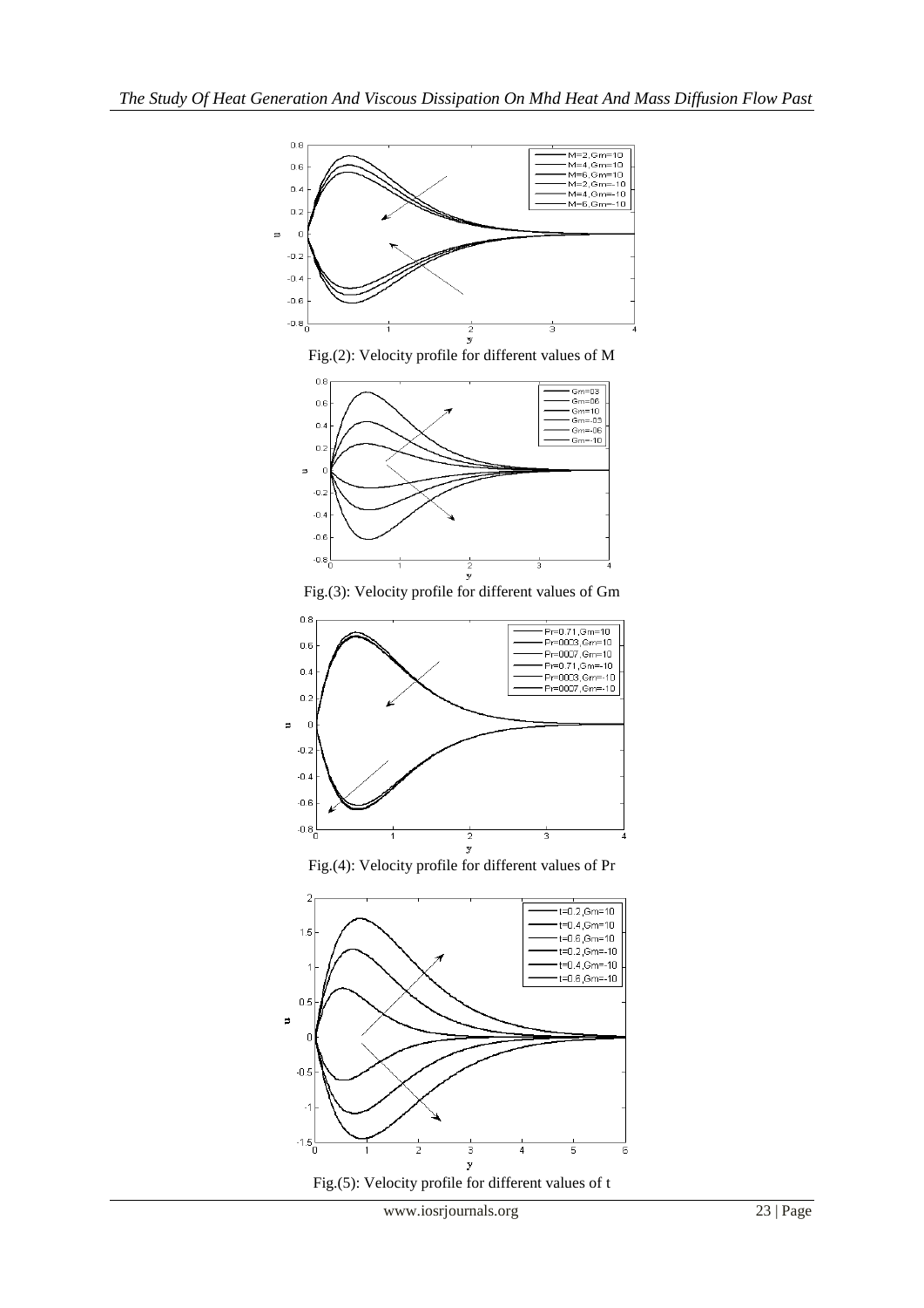Fig.(2): Velocity profile for different values of M

Fig.(3): Velocity profile for different values of Gm

Fig.(4): Velocity profile for different values of Pr

Fig.(5): Velocity profile for different values of t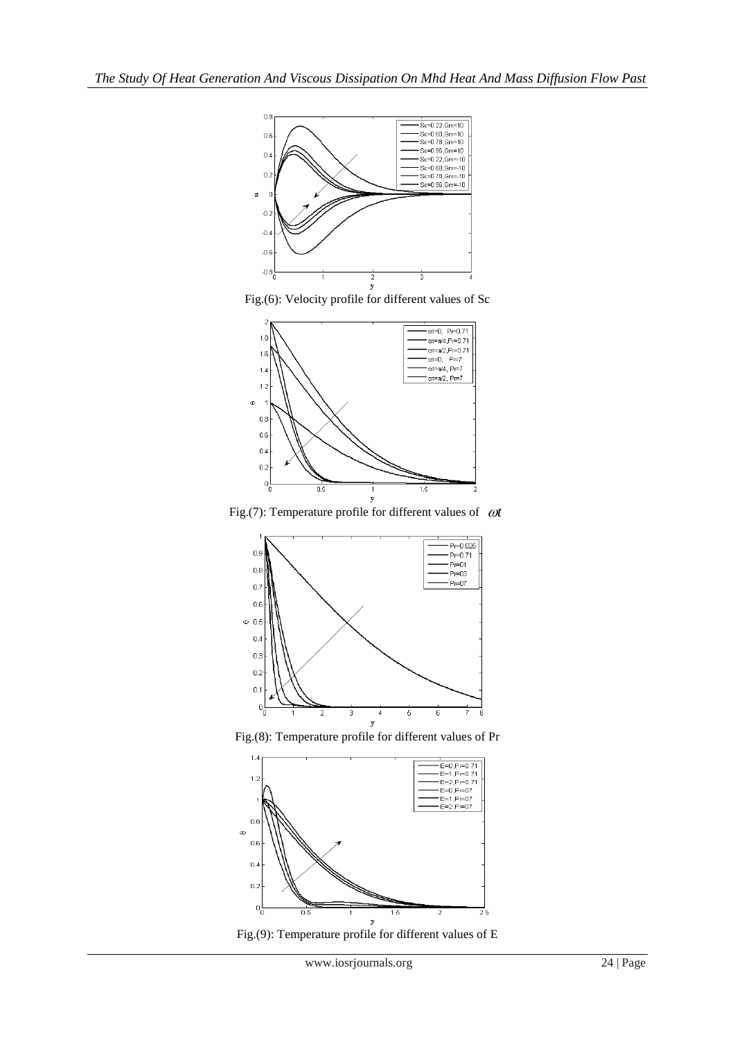Fig.(6): Velocity profile for different values of Sc

Fig.(7): Temperature profile for different values of $\omega t$

Fig.(8): Temperature profile for different values of Pr

Fig.(9): Temperature profile for different values of E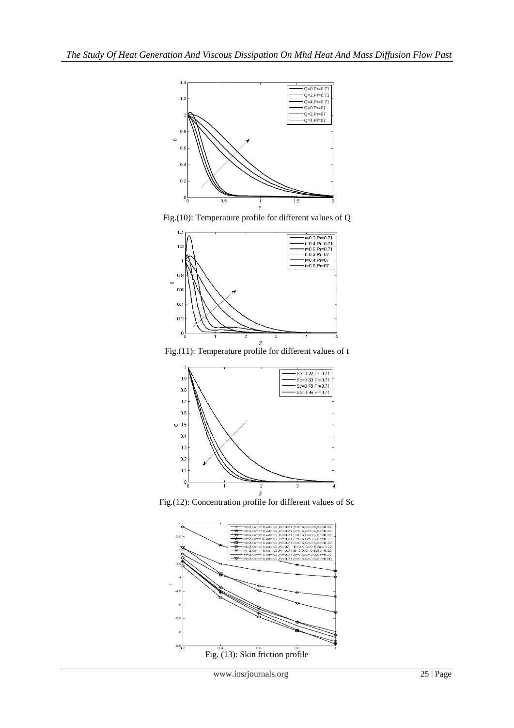Fig.(10): Temperature profile for different values of Q

Fig.(11): Temperature profile for different values of t

Fig.(12): Concentration profile for different values of Sc

Fig. (13): Skin friction profile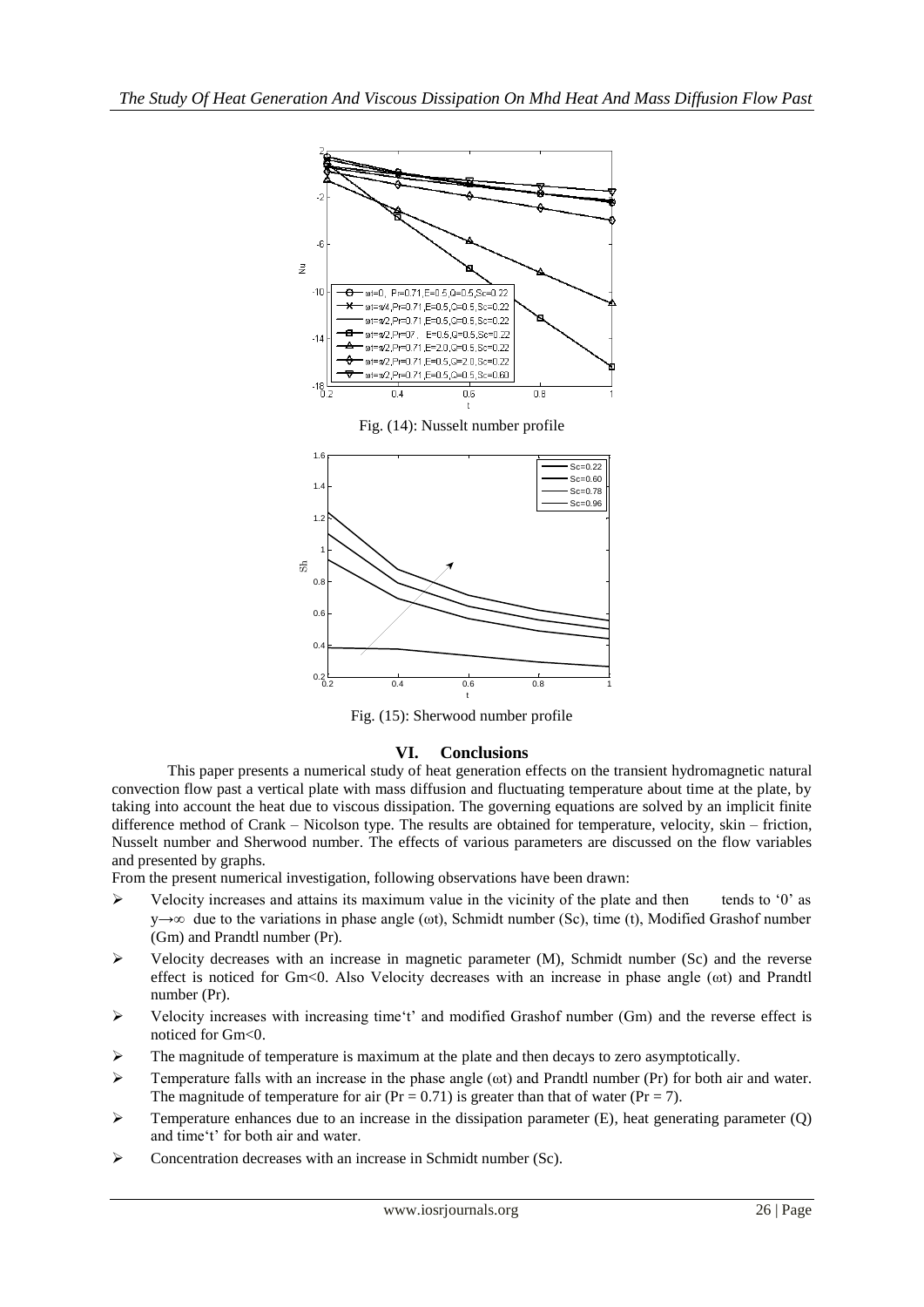Fig. (14): Nusselt number profile

Fig. (15): Sherwood number profile

## VI. Conclusions

This paper presents a numerical study of heat generation effects on the transient hydromagnetic natural convection flow past a vertical plate with mass diffusion and fluctuating temperature about time at the plate, by taking into account the heat due to viscous dissipation. The governing equations are solved by an implicit finite difference method of Crank – Nicolson type. The results are obtained for temperature, velocity, skin – friction, Nusselt number and Sherwood number. The effects of various parameters are discussed on the flow variables and presented by graphs.

From the present numerical investigation, following observations have been drawn:

- Velocity increases and attains its maximum value in the vicinity of the plate and then tends to '0' as $y \to \infty$ due to the variations in phase angle ($\omega t$), Schmidt number (Sc), time (t), Modified Grashof number (Gm) and Prandtl number (Pr).
- Velocity decreases with an increase in magnetic parameter (M), Schmidt number (Sc) and the reverse effect is noticed for Gm<0. Also Velocity decreases with an increase in phase angle ($\omega t$) and Prandtl number (Pr).
- Velocity increases with increasing time't' and modified Grashof number (Gm) and the reverse effect is noticed for Gm<0.
- The magnitude of temperature is maximum at the plate and then decays to zero asymptotically.
- Temperature falls with an increase in the phase angle ($\omega t$) and Prandtl number (Pr) for both air and water. The magnitude of temperature for air (Pr = 0.71) is greater than that of water (Pr = 7).
- Temperature enhances due to an increase in the dissipation parameter (E), heat generating parameter (Q) and time't' for both air and water.
- Concentration decreases with an increase in Schmidt number (Sc).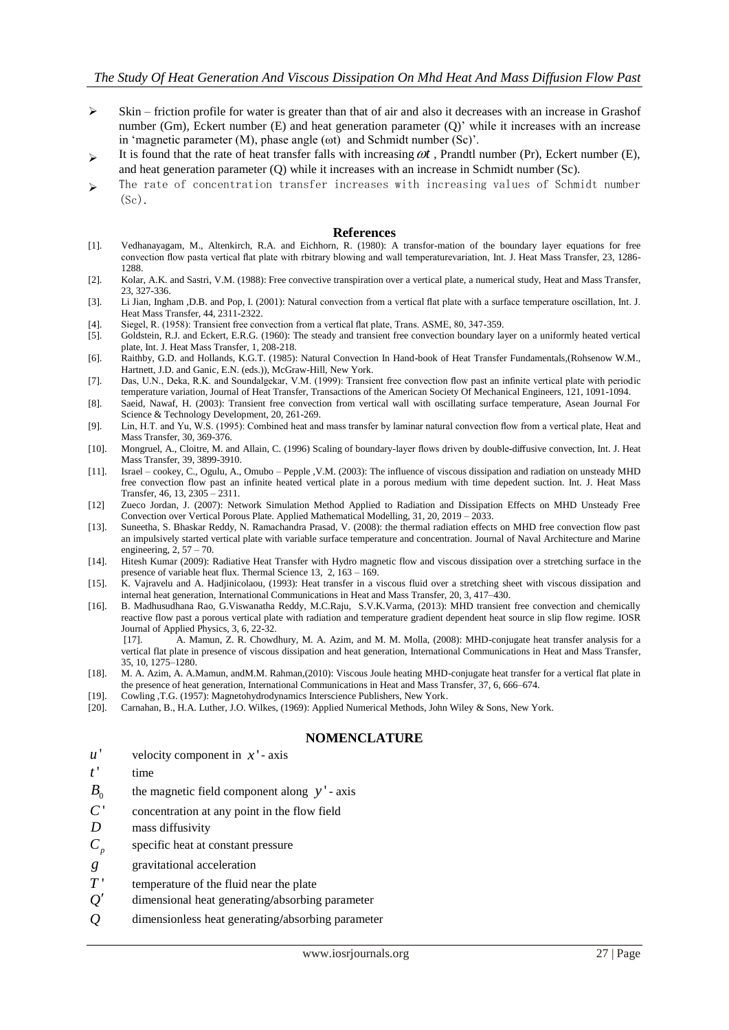- Skin – friction profile for water is greater than that of air and also it decreases with an increase in Grashof number (Gm), Eckert number (E) and heat generation parameter (Q)' while it increases with an increase in 'magnetic parameter (M), phase angle (ωt) and Schmidt number (Sc)'.
- It is found that the rate of heat transfer falls with increasing $\omega t$ , Prandtl number (Pr), Eckert number (E), and heat generation parameter (Q) while it increases with an increase in Schmidt number (Sc).
- The rate of concentration transfer increases with increasing values of Schmidt number (Sc).

## References

[1]. Vedhanayagam, M., Altenkirch, R.A. and Eichhorn, R. (1980): A transfor-mation of the boundary layer equations for free convection flow pasta vertical flat plate with rbitrary blowing and wall temperaturevariation, Int. J. Heat Mass Transfer, 23, 1286-1288.

[2]. Kolar, A.K. and Sastri, V.M. (1988): Free convective transpiration over a vertical plate, a numerical study, Heat and Mass Transfer, 23, 327-336.

[3]. Li Jian, Ingham ,D.B. and Pop, I. (2001): Natural convection from a vertical flat plate with a surface temperature oscillation, Int. J. Heat Mass Transfer, 44, 2311-2322.

[4]. Siegel, R. (1958): Transient free convection from a vertical flat plate, Trans. ASME, 80, 347-359.

[5]. Goldstein, R.J. and Eckert, E.R.G. (1960): The steady and transient free convection boundary layer on a uniformly heated vertical plate, Int. J. Heat Mass Transfer, 1, 208-218.

[6]. Raithby, G.D. and Hollands, K.G.T. (1985): Natural Convection In Hand-book of Heat Transfer Fundamentals,(Rohsenow W.M., Hartnett, J.D. and Ganic, E.N. (eds.)), McGraw-Hill, New York.

[7]. Das, U.N., Deka, R.K. and Soundalgekar, V.M. (1999): Transient free convection flow past an infinite vertical plate with periodic temperature variation, Journal of Heat Transfer, Transactions of the American Society Of Mechanical Engineers, 121, 1091-1094.

[8]. Saeid, Nawaf, H. (2003): Transient free convection from vertical wall with oscillating surface temperature, Asean Journal For Science & Technology Development, 20, 261-269.

[9]. Lin, H.T. and Yu, W.S. (1995): Combined heat and mass transfer by laminar natural convection flow from a vertical plate, Heat and Mass Transfer, 30, 369-376.

[10]. Mongruel, A., Cloitre, M. and Allain, C. (1996) Scaling of boundary-layer flows driven by double-diffusive convection, Int. J. Heat Mass Transfer, 39, 3899-3910.

[11]. Israel – cookey, C., Ogulu, A., Omubo – Pepple ,V.M. (2003): The influence of viscous dissipation and radiation on unsteady MHD free convection flow past an infinite heated vertical plate in a porous medium with time depedent suction. Int. J. Heat Mass Transfer, 46, 13, 2305 – 2311.

[12] Zueco Jordan, J. (2007): Network Simulation Method Applied to Radiation and Dissipation Effects on MHD Unsteady Free Convection over Vertical Porous Plate. Applied Mathematical Modelling, 31, 20, 2019 – 2033.

[13]. Suneetha, S. Bhaskar Reddy, N. Ramachandra Prasad, V. (2008): the thermal radiation effects on MHD free convection flow past an impulsively started vertical plate with variable surface temperature and concentration. Journal of Naval Architecture and Marine engineering, 2, 57 – 70.

[14]. Hitesh Kumar (2009): Radiative Heat Transfer with Hydro magnetic flow and viscous dissipation over a stretching surface in the presence of variable heat flux. Thermal Science 13, 2, 163 – 169.

[15]. K. Vajravelu and A. Hadjinicolaou, (1993): Heat transfer in a viscous fluid over a stretching sheet with viscous dissipation and internal heat generation, International Communications in Heat and Mass Transfer, 20, 3, 417–430.

[16]. B. Madhusudhana Rao, G.Viswanatha Reddy, M.C.Raju, S.V.K.Varma, (2013): MHD transient free convection and chemically reactive flow past a porous vertical plate with radiation and temperature gradient dependent heat source in slip flow regime. IOSR Journal of Applied Physics, 3, 6, 22-32.

[17]. A. Mamun, Z. R. Chowdhury, M. A. Azim, and M. M. Molla, (2008): MHD-conjugate heat transfer analysis for a vertical flat plate in presence of viscous dissipation and heat generation, International Communications in Heat and Mass Transfer, 35, 10, 1275–1280.

[18]. M. A. Azim, A. A.Mamun, andM.M. Rahman,(2010): Viscous Joule heating MHD-conjugate heat transfer for a vertical flat plate in the presence of heat generation, International Communications in Heat and Mass Transfer, 37, 6, 666–674.

[19]. Cowling ,T.G. (1957): Magnetohydrodynamics Interscience Publishers, New York.

[20]. Carnahan, B., H.A. Luther, J.O. Wilkes, (1969): Applied Numerical Methods, John Wiley & Sons, New York.

## NOMENCLATURE

$u'$ velocity component in $x'$- axis

$t'$ time

$B_0$ the magnetic field component along $y'$- axis

$C'$ concentration at any point in the flow field

$D$ mass diffusivity

$C_p$ specific heat at constant pressure

$g$ gravitational acceleration

$T'$ temperature of the fluid near the plate

$Q'$ dimensional heat generating/absorbing parameter

$Q$ dimensionless heat generating/absorbing parameter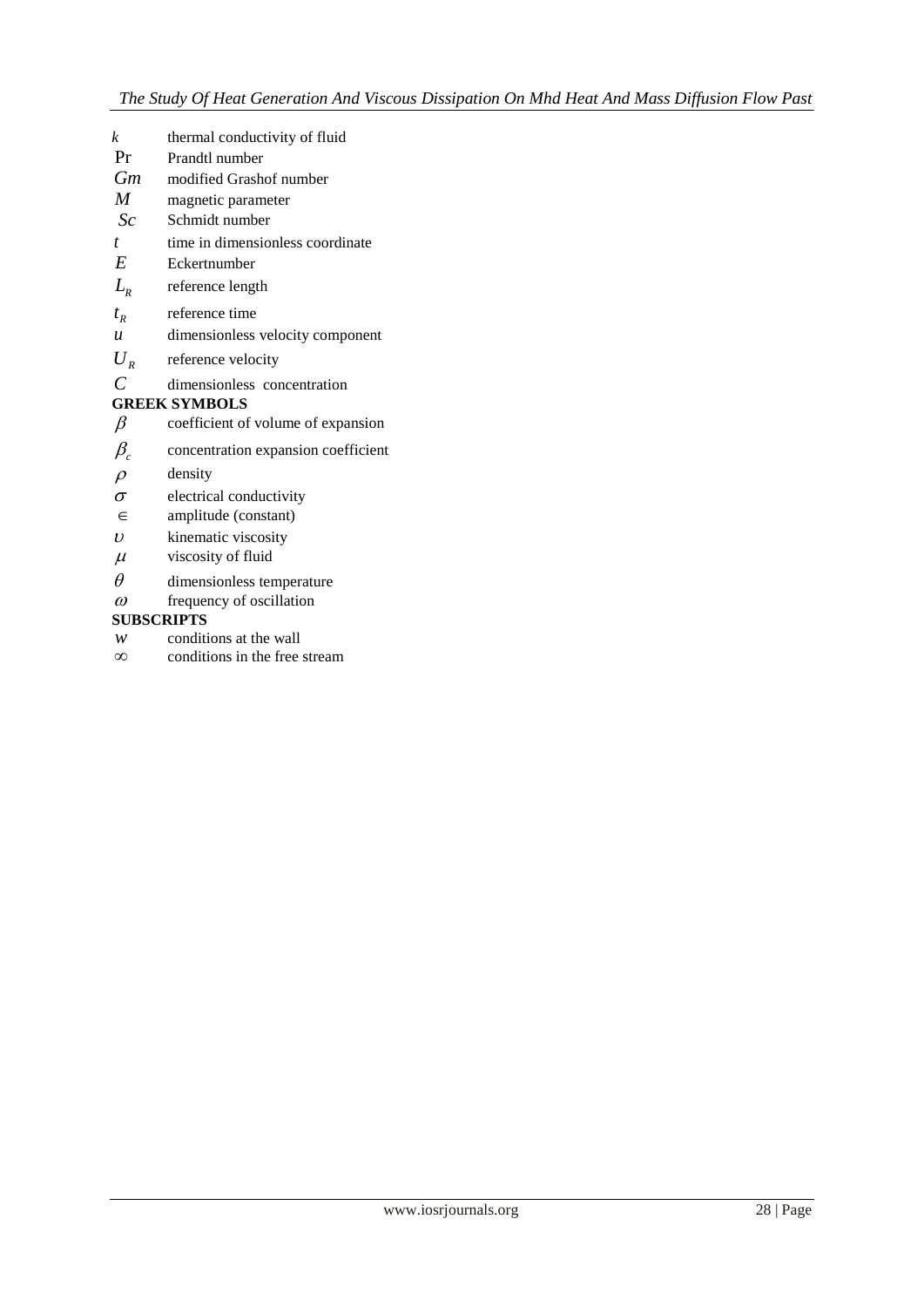$k$ thermal conductivity of fluid
$\Pr$ Prandtl number
$Gm$ modified Grashof number
$M$ magnetic parameter
$Sc$ Schmidt number
$t$ time in dimensionless coordinate
$E$ Eckertnumber
$L_R$ reference length
$t_R$ reference time
$u$ dimensionless velocity component
$U_R$ reference velocity
$C$ dimensionless concentration

**GREEK SYMBOLS**

$\beta$ coefficient of volume of expansion
$\beta_c$ concentration expansion coefficient
$\rho$ density
$\sigma$ electrical conductivity
$\in$ amplitude (constant)
$\upsilon$ kinematic viscosity
$\mu$ viscosity of fluid
$\theta$ dimensionless temperature
$\omega$ frequency of oscillation

**SUBSCRIPTS**

$w$ conditions at the wall
$\infty$ conditions in the free stream